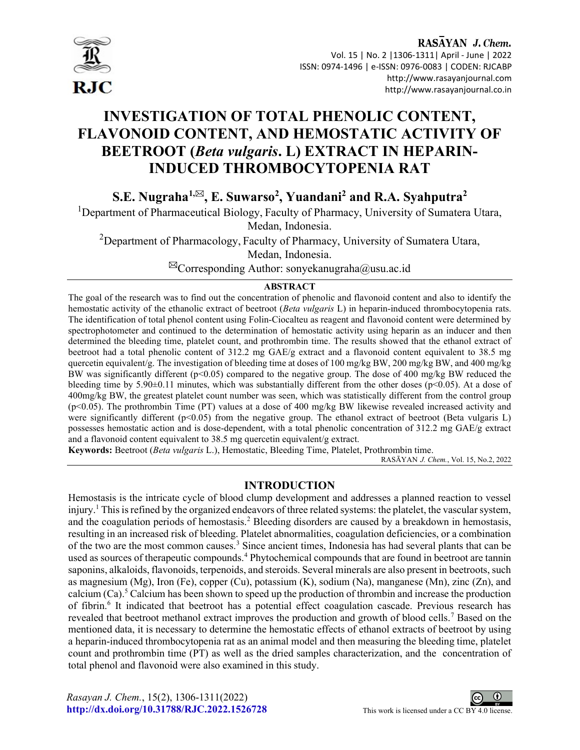# INVESTIGATION OF TOTAL PHENOLIC CONTENT, FLAVONOID CONTENT, AND HEMOSTATIC ACTIVITY OF BEETROOT (*Beta vulgaris*. L) EXTRACT IN HEPARIN-INDUCED THROMBOCYTOPENIA RAT

**S.E. Nugraha[1,✉], E. Suwarso[2], Yuandani[2] and R.A. Syahputra[2]**

[1]Department of Pharmaceutical Biology, Faculty of Pharmacy, University of Sumatera Utara, Medan, Indonesia.

[2]Department of Pharmacology, Faculty of Pharmacy, University of Sumatera Utara, Medan, Indonesia.

✉Corresponding Author: sonyekanugraha@usu.ac.id

## ABSTRACT

The goal of the research was to find out the concentration of phenolic and flavonoid content and also to identify the hemostatic activity of the ethanolic extract of beetroot (*Beta vulgaris* L) in heparin-induced thrombocytopenia rats. The identification of total phenol content using Folin-Ciocalteu as reagent and flavonoid content were determined by spectrophotometer and continued to the determination of hemostatic activity using heparin as an inducer and then determined the bleeding time, platelet count, and prothrombin time. The results showed that the ethanol extract of beetroot had a total phenolic content of 312.2 mg GAE/g extract and a flavonoid content equivalent to 38.5 mg quercetin equivalent/g. The investigation of bleeding time at doses of 100 mg/kg BW, 200 mg/kg BW, and 400 mg/kg BW was significantly different ($p<0.05$) compared to the negative group. The dose of 400 mg/kg BW reduced the bleeding time by 5.90±0.11 minutes, which was substantially different from the other doses ($p<0.05$). At a dose of 400mg/kg BW, the greatest platelet count number was seen, which was statistically different from the control group ($p<0.05$). The prothrombin Time (PT) values at a dose of 400 mg/kg BW likewise revealed increased activity and were significantly different ($p<0.05$) from the negative group. The ethanol extract of beetroot (Beta vulgaris L) possesses hemostatic action and is dose-dependent, with a total phenolic concentration of 312.2 mg GAE/g extract and a flavonoid content equivalent to 38.5 mg quercetin equivalent/g extract.

**Keywords:** Beetroot (*Beta vulgaris* L.), Hemostatic, Bleeding Time, Platelet, Prothrombin time.

RASĀYAN *J. Chem.*, Vol. 15, No.2, 2022

## INTRODUCTION

Hemostasis is the intricate cycle of blood clump development and addresses a planned reaction to vessel injury.[1] This is refined by the organized endeavors of three related systems: the platelet, the vascular system, and the coagulation periods of hemostasis.[2] Bleeding disorders are caused by a breakdown in hemostasis, resulting in an increased risk of bleeding. Platelet abnormalities, coagulation deficiencies, or a combination of the two are the most common causes.[3] Since ancient times, Indonesia has had several plants that can be used as sources of therapeutic compounds.[4] Phytochemical compounds that are found in beetroot are tannin saponins, alkaloids, flavonoids, terpenoids, and steroids. Several minerals are also present in beetroots, such as magnesium (Mg), Iron (Fe), copper (Cu), potassium (K), sodium (Na), manganese (Mn), zinc (Zn), and calcium (Ca).[5] Calcium has been shown to speed up the production of thrombin and increase the production of fibrin.[6] It indicated that beetroot has a potential effect coagulation cascade. Previous research has revealed that beetroot methanol extract improves the production and growth of blood cells.[7] Based on the mentioned data, it is necessary to determine the hemostatic effects of ethanol extracts of beetroot by using a heparin-induced thrombocytopenia rat as an animal model and then measuring the bleeding time, platelet count and prothrombin time (PT) as well as the dried samples characterization, and the concentration of total phenol and flavonoid were also examined in this study.

*Rasayan J. Chem.*, 15(2), 1306-1311(2022)
http://dx.doi.org/10.31788/RJC.2022.1526728

This work is licensed under a CC BY 4.0 license.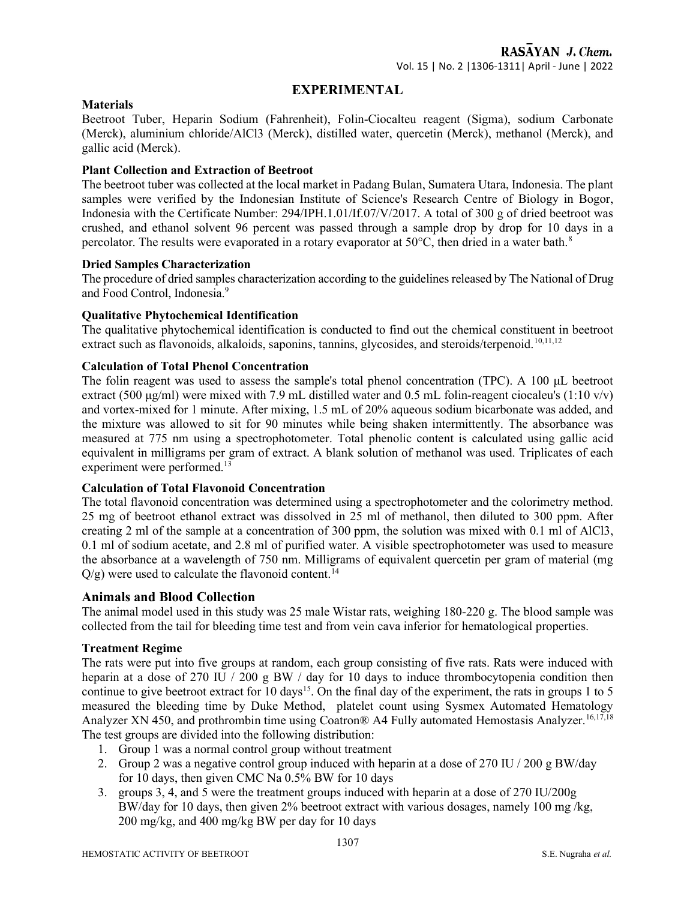## EXPERIMENTAL

### Materials

Beetroot Tuber, Heparin Sodium (Fahrenheit), Folin-Ciocalteu reagent (Sigma), sodium Carbonate (Merck), aluminium chloride/AlCl3 (Merck), distilled water, quercetin (Merck), methanol (Merck), and gallic acid (Merck).

### Plant Collection and Extraction of Beetroot

The beetroot tuber was collected at the local market in Padang Bulan, Sumatera Utara, Indonesia. The plant samples were verified by the Indonesian Institute of Science's Research Centre of Biology in Bogor, Indonesia with the Certificate Number: 294/IPH.1.01/If.07/V/2017. A total of 300 g of dried beetroot was crushed, and ethanol solvent 96 percent was passed through a sample drop by drop for 10 days in a percolator. The results were evaporated in a rotary evaporator at 50°C, then dried in a water bath.[8]

### Dried Samples Characterization

The procedure of dried samples characterization according to the guidelines released by The National of Drug and Food Control, Indonesia.[9]

### Qualitative Phytochemical Identification

The qualitative phytochemical identification is conducted to find out the chemical constituent in beetroot extract such as flavonoids, alkaloids, saponins, tannins, glycosides, and steroids/terpenoid.[10,11,12]

### Calculation of Total Phenol Concentration

The folin reagent was used to assess the sample's total phenol concentration (TPC). A 100 µL beetroot extract (500 µg/ml) were mixed with 7.9 mL distilled water and 0.5 mL folin-reagent ciocaleu's (1:10 v/v) and vortex-mixed for 1 minute. After mixing, 1.5 mL of 20% aqueous sodium bicarbonate was added, and the mixture was allowed to sit for 90 minutes while being shaken intermittently. The absorbance was measured at 775 nm using a spectrophotometer. Total phenolic content is calculated using gallic acid equivalent in milligrams per gram of extract. A blank solution of methanol was used. Triplicates of each experiment were performed.[13]

### Calculation of Total Flavonoid Concentration

The total flavonoid concentration was determined using a spectrophotometer and the colorimetry method. 25 mg of beetroot ethanol extract was dissolved in 25 ml of methanol, then diluted to 300 ppm. After creating 2 ml of the sample at a concentration of 300 ppm, the solution was mixed with 0.1 ml of AlCl3, 0.1 ml of sodium acetate, and 2.8 ml of purified water. A visible spectrophotometer was used to measure the absorbance at a wavelength of 750 nm. Milligrams of equivalent quercetin per gram of material (mg Q/g) were used to calculate the flavonoid content.[14]

## Animals and Blood Collection

The animal model used in this study was 25 male Wistar rats, weighing 180-220 g. The blood sample was collected from the tail for bleeding time test and from vein cava inferior for hematological properties.

### Treatment Regime

The rats were put into five groups at random, each group consisting of five rats. Rats were induced with heparin at a dose of 270 IU / 200 g BW / day for 10 days to induce thrombocytopenia condition then continue to give beetroot extract for 10 days[15]. On the final day of the experiment, the rats in groups 1 to 5 measured the bleeding time by Duke Method, platelet count using Sysmex Automated Hematology Analyzer XN 450, and prothrombin time using Coatron® A4 Fully automated Hemostasis Analyzer.[16,17,18] The test groups are divided into the following distribution:

1. Group 1 was a normal control group without treatment
2. Group 2 was a negative control group induced with heparin at a dose of 270 IU / 200 g BW/day for 10 days, then given CMC Na 0.5% BW for 10 days
3. groups 3, 4, and 5 were the treatment groups induced with heparin at a dose of 270 IU/200g BW/day for 10 days, then given 2% beetroot extract with various dosages, namely 100 mg /kg, 200 mg/kg, and 400 mg/kg BW per day for 10 days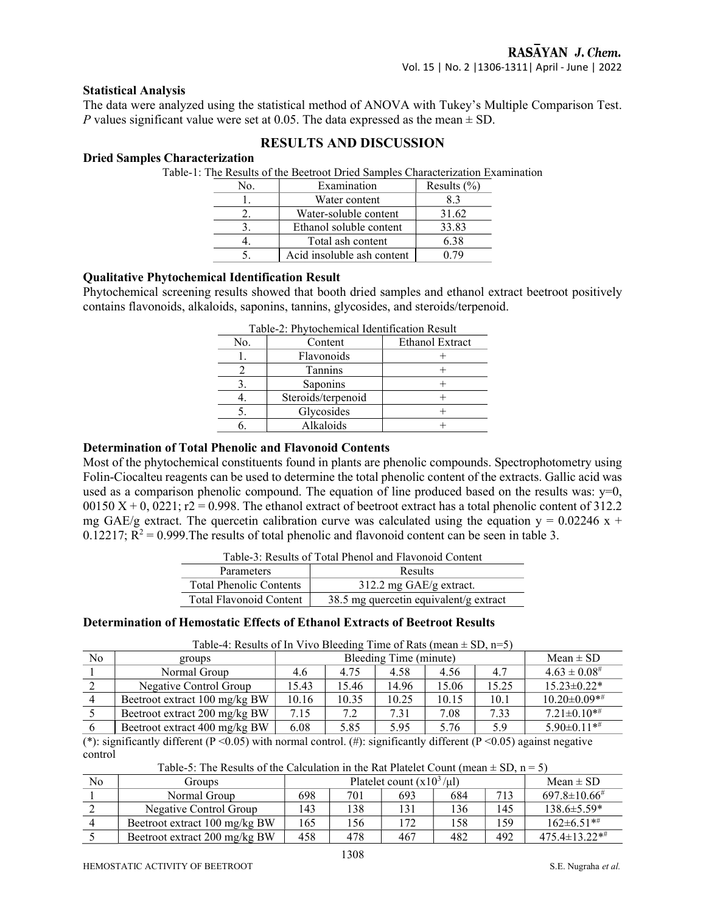### Statistical Analysis

The data were analyzed using the statistical method of ANOVA with Tukey's Multiple Comparison Test. *P* values significant value were set at 0.05. The data expressed as the mean ± SD.

## RESULTS AND DISCUSSION

### Dried Samples Characterization

Table-1: The Results of the Beetroot Dried Samples Characterization Examination

| No. | Examination | Results (%) |
|---|---|---|
| 1. | Water content | 8.3 |
| 2. | Water-soluble content | 31.62 |
| 3. | Ethanol soluble content | 33.83 |
| 4. | Total ash content | 6.38 |
| 5. | Acid insoluble ash content | 0.79 |

### Qualitative Phytochemical Identification Result

Phytochemical screening results showed that booth dried samples and ethanol extract beetroot positively contains flavonoids, alkaloids, saponins, tannins, glycosides, and steroids/terpenoid.

Table-2: Phytochemical Identification Result

| No. | Content | Ethanol Extract |
|---|---|---|
| 1. | Flavonoids | + |
| 2 | Tannins | + |
| 3. | Saponins | + |
| 4. | Steroids/terpenoid | + |
| 5. | Glycosides | + |
| 6. | Alkaloids | + |

### Determination of Total Phenolic and Flavonoid Contents

Most of the phytochemical constituents found in plants are phenolic compounds. Spectrophotometry using Folin-Ciocalteu reagents can be used to determine the total phenolic content of the extracts. Gallic acid was used as a comparison phenolic compound. The equation of line produced based on the results was: y=0, 00150 X + 0, 0221; r2 = 0.998. The ethanol extract of beetroot extract has a total phenolic content of 312.2 mg GAE/g extract. The quercetin calibration curve was calculated using the equation $y = 0.02246\ x + 0.12217$; $R^2 = 0.999$.The results of total phenolic and flavonoid content can be seen in table 3.

Table-3: Results of Total Phenol and Flavonoid Content

| Parameters | Results |
|---|---|
| Total Phenolic Contents | 312.2 mg GAE/g extract. |
| Total Flavonoid Content | 38.5 mg quercetin equivalent/g extract |

### Determination of Hemostatic Effects of Ethanol Extracts of Beetroot Results

Table-4: Results of In Vivo Bleeding Time of Rats (mean ± SD, n=5)

| No | groups | Bleeding Time (minute) | | | | | Mean ± SD |
|---|---|---|---|---|---|---|---|
| 1 | Normal Group | 4.6 | 4.75 | 4.58 | 4.56 | 4.7 | 4.63 ± 0.08# |
| 2 | Negative Control Group | 15.43 | 15.46 | 14.96 | 15.06 | 15.25 | 15.23±0.22* |
| 4 | Beetroot extract 100 mg/kg BW | 10.16 | 10.35 | 10.25 | 10.15 | 10.1 | 10.20±0.09*# |
| 5 | Beetroot extract 200 mg/kg BW | 7.15 | 7.2 | 7.31 | 7.08 | 7.33 | 7.21±0.10*# |
| 6 | Beetroot extract 400 mg/kg BW | 6.08 | 5.85 | 5.95 | 5.76 | 5.9 | 5.90±0.11*# |

(*): significantly different (P <0.05) with normal control. (#): significantly different (P <0.05) against negative control

Table-5: The Results of the Calculation in the Rat Platelet Count (mean ± SD, n = 5)

| No | Groups | Platelet count ($x10^3/\mu l$) | | | | | Mean ± SD |
|---|---|---|---|---|---|---|---|
| 1 | Normal Group | 698 | 701 | 693 | 684 | 713 | 697.8±10.66# |
| 2 | Negative Control Group | 143 | 138 | 131 | 136 | 145 | 138.6±5.59* |
| 4 | Beetroot extract 100 mg/kg BW | 165 | 156 | 172 | 158 | 159 | 162±6.51*# |
| 5 | Beetroot extract 200 mg/kg BW | 458 | 478 | 467 | 482 | 492 | 475.4±13.22*# |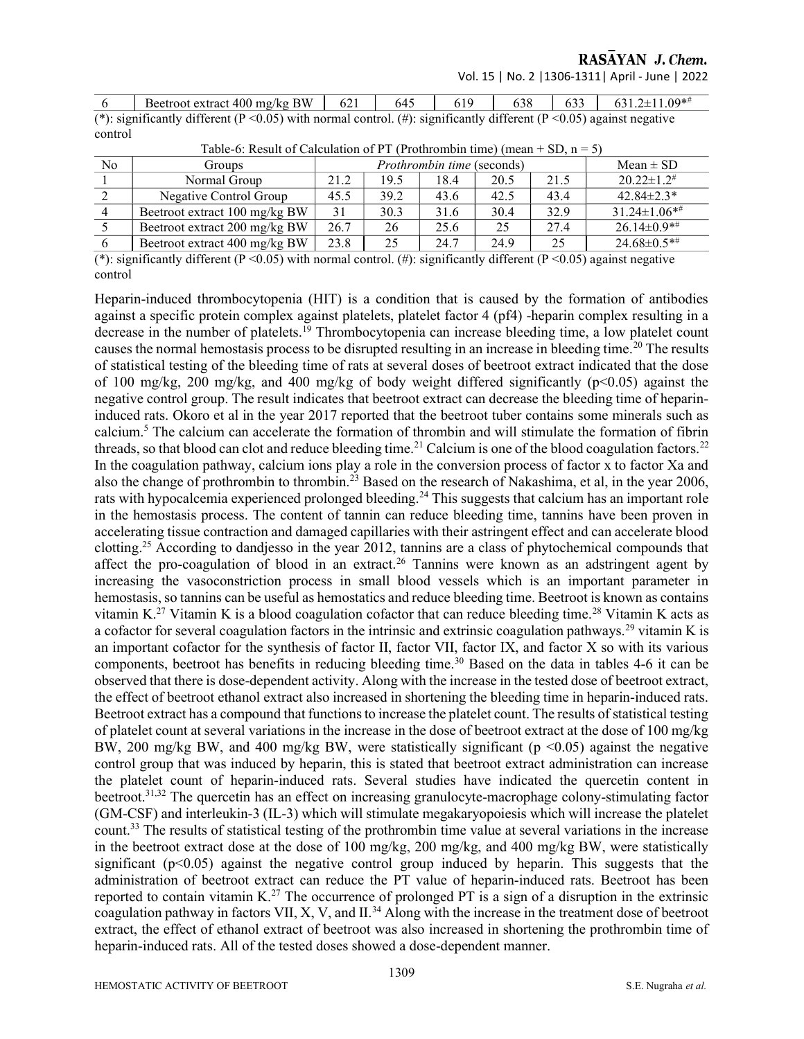| 6 | Beetroot extract 400 mg/kg BW | 621 | 645 | 619 | 638 | 633 | 631.2±11.09*# |
|---|---|---|---|---|---|---|---|

(*): significantly different (P <0.05) with normal control. (#): significantly different (P <0.05) against negative control

Table-6: Result of Calculation of PT (Prothrombin time) (mean + SD, n = 5)

| No | Groups | *Prothrombin time* (seconds) | | | | | Mean ± SD |
|---|---|---|---|---|---|---|---|
| 1 | Normal Group | 21.2 | 19.5 | 18.4 | 20.5 | 21.5 | 20.22±1.2# |
| 2 | Negative Control Group | 45.5 | 39.2 | 43.6 | 42.5 | 43.4 | 42.84±2.3* |
| 4 | Beetroot extract 100 mg/kg BW | 31 | 30.3 | 31.6 | 30.4 | 32.9 | 31.24±1.06*# |
| 5 | Beetroot extract 200 mg/kg BW | 26.7 | 26 | 25.6 | 25 | 27.4 | 26.14±0.9*# |
| 6 | Beetroot extract 400 mg/kg BW | 23.8 | 25 | 24.7 | 24.9 | 25 | 24.68±0.5*# |

(*): significantly different (P <0.05) with normal control. (#): significantly different (P <0.05) against negative control

Heparin-induced thrombocytopenia (HIT) is a condition that is caused by the formation of antibodies against a specific protein complex against platelets, platelet factor 4 (pf4) -heparin complex resulting in a decrease in the number of platelets.[19] Thrombocytopenia can increase bleeding time, a low platelet count causes the normal hemostasis process to be disrupted resulting in an increase in bleeding time.[20] The results of statistical testing of the bleeding time of rats at several doses of beetroot extract indicated that the dose of 100 mg/kg, 200 mg/kg, and 400 mg/kg of body weight differed significantly ($p<0.05$) against the negative control group. The result indicates that beetroot extract can decrease the bleeding time of heparin-induced rats. Okoro et al in the year 2017 reported that the beetroot tuber contains some minerals such as calcium.[5] The calcium can accelerate the formation of thrombin and will stimulate the formation of fibrin threads, so that blood can clot and reduce bleeding time.[21] Calcium is one of the blood coagulation factors.[22] In the coagulation pathway, calcium ions play a role in the conversion process of factor x to factor Xa and also the change of prothrombin to thrombin.[23] Based on the research of Nakashima, et al, in the year 2006, rats with hypocalcemia experienced prolonged bleeding.[24] This suggests that calcium has an important role in the hemostasis process. The content of tannin can reduce bleeding time, tannins have been proven in accelerating tissue contraction and damaged capillaries with their astringent effect and can accelerate blood clotting.[25] According to dandjesso in the year 2012, tannins are a class of phytochemical compounds that affect the pro-coagulation of blood in an extract.[26] Tannins were known as an adstringent agent by increasing the vasoconstriction process in small blood vessels which is an important parameter in hemostasis, so tannins can be useful as hemostatics and reduce bleeding time. Beetroot is known as contains vitamin K.[27] Vitamin K is a blood coagulation cofactor that can reduce bleeding time.[28] Vitamin K acts as a cofactor for several coagulation factors in the intrinsic and extrinsic coagulation pathways.[29] vitamin K is an important cofactor for the synthesis of factor II, factor VII, factor IX, and factor X so with its various components, beetroot has benefits in reducing bleeding time.[30] Based on the data in tables 4-6 it can be observed that there is dose-dependent activity. Along with the increase in the tested dose of beetroot extract, the effect of beetroot ethanol extract also increased in shortening the bleeding time in heparin-induced rats. Beetroot extract has a compound that functions to increase the platelet count. The results of statistical testing of platelet count at several variations in the increase in the dose of beetroot extract at the dose of 100 mg/kg BW, 200 mg/kg BW, and 400 mg/kg BW, were statistically significant ($p <0.05$) against the negative control group that was induced by heparin, this is stated that beetroot extract administration can increase the platelet count of heparin-induced rats. Several studies have indicated the quercetin content in beetroot.[31,32] The quercetin has an effect on increasing granulocyte-macrophage colony-stimulating factor (GM-CSF) and interleukin-3 (IL-3) which will stimulate megakaryopoiesis which will increase the platelet count.[33] The results of statistical testing of the prothrombin time value at several variations in the increase in the beetroot extract dose at the dose of 100 mg/kg, 200 mg/kg, and 400 mg/kg BW, were statistically significant ($p<0.05$) against the negative control group induced by heparin. This suggests that the administration of beetroot extract can reduce the PT value of heparin-induced rats. Beetroot has been reported to contain vitamin K.[27] The occurrence of prolonged PT is a sign of a disruption in the extrinsic coagulation pathway in factors VII, X, V, and II.[34] Along with the increase in the treatment dose of beetroot extract, the effect of ethanol extract of beetroot was also increased in shortening the prothrombin time of heparin-induced rats. All of the tested doses showed a dose-dependent manner.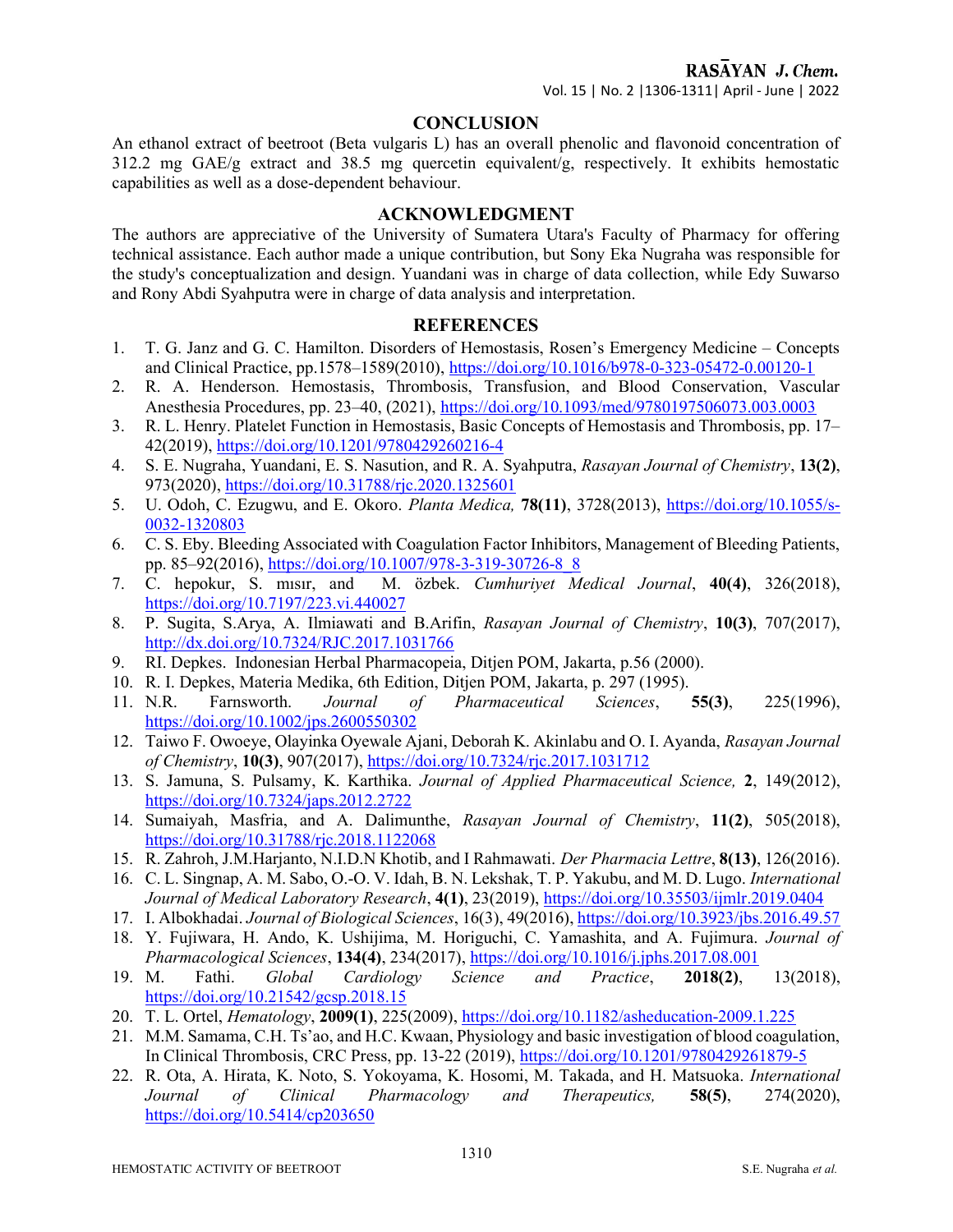## CONCLUSION

An ethanol extract of beetroot (Beta vulgaris L) has an overall phenolic and flavonoid concentration of 312.2 mg GAE/g extract and 38.5 mg quercetin equivalent/g, respectively. It exhibits hemostatic capabilities as well as a dose-dependent behaviour.

## ACKNOWLEDGMENT

The authors are appreciative of the University of Sumatera Utara's Faculty of Pharmacy for offering technical assistance. Each author made a unique contribution, but Sony Eka Nugraha was responsible for the study's conceptualization and design. Yuandani was in charge of data collection, while Edy Suwarso and Rony Abdi Syahputra were in charge of data analysis and interpretation.

## REFERENCES

1. T. G. Janz and G. C. Hamilton. Disorders of Hemostasis, Rosen's Emergency Medicine – Concepts and Clinical Practice, pp.1578–1589(2010), https://doi.org/10.1016/b978-0-323-05472-0.00120-1
2. R. A. Henderson. Hemostasis, Thrombosis, Transfusion, and Blood Conservation, Vascular Anesthesia Procedures, pp. 23–40, (2021), https://doi.org/10.1093/med/9780197506073.003.0003
3. R. L. Henry. Platelet Function in Hemostasis, Basic Concepts of Hemostasis and Thrombosis, pp. 17–42(2019), https://doi.org/10.1201/9780429260216-4
4. S. E. Nugraha, Yuandani, E. S. Nasution, and R. A. Syahputra, *Rasayan Journal of Chemistry*, **13(2)**, 973(2020), https://doi.org/10.31788/rjc.2020.1325601
5. U. Odoh, C. Ezugwu, and E. Okoro. *Planta Medica,* **78(11)**, 3728(2013), https://doi.org/10.1055/s-0032-1320803
6. C. S. Eby. Bleeding Associated with Coagulation Factor Inhibitors, Management of Bleeding Patients, pp. 85–92(2016), https://doi.org/10.1007/978-3-319-30726-8_8
7. C. hepokur, S. mısır, and M. özbek. *Cumhuriyet Medical Journal*, **40(4)**, 326(2018), https://doi.org/10.7197/223.vi.440027
8. P. Sugita, S.Arya, A. Ilmiawati and B.Arifin, *Rasayan Journal of Chemistry*, **10(3)**, 707(2017), http://dx.doi.org/10.7324/RJC.2017.1031766
9. RI. Depkes. Indonesian Herbal Pharmacopeia, Ditjen POM, Jakarta, p.56 (2000).
10. R. I. Depkes, Materia Medika, 6th Edition, Ditjen POM, Jakarta, p. 297 (1995).
11. N.R. Farnsworth. *Journal of Pharmaceutical Sciences*, **55(3)**, 225(1996), https://doi.org/10.1002/jps.2600550302
12. Taiwo F. Owoeye, Olayinka Oyewale Ajani, Deborah K. Akinlabu and O. I. Ayanda, *Rasayan Journal of Chemistry*, **10(3)**, 907(2017), https://doi.org/10.7324/rjc.2017.1031712
13. S. Jamuna, S. Pulsamy, K. Karthika. *Journal of Applied Pharmaceutical Science,* **2**, 149(2012), https://doi.org/10.7324/japs.2012.2722
14. Sumaiyah, Masfria, and A. Dalimunthe, *Rasayan Journal of Chemistry*, **11(2)**, 505(2018), https://doi.org/10.31788/rjc.2018.1122068
15. R. Zahroh, J.M.Harjanto, N.I.D.N Khotib, and I Rahmawati. *Der Pharmacia Lettre*, **8(13)**, 126(2016).
16. C. L. Singnap, A. M. Sabo, O.-O. V. Idah, B. N. Lekshak, T. P. Yakubu, and M. D. Lugo. *International Journal of Medical Laboratory Research*, **4(1)**, 23(2019), https://doi.org/10.35503/ijmlr.2019.0404
17. I. Albokhadai. *Journal of Biological Sciences*, 16(3), 49(2016), https://doi.org/10.3923/jbs.2016.49.57
18. Y. Fujiwara, H. Ando, K. Ushijima, M. Horiguchi, C. Yamashita, and A. Fujimura. *Journal of Pharmacological Sciences*, **134(4)**, 234(2017), https://doi.org/10.1016/j.jphs.2017.08.001
19. M. Fathi. *Global Cardiology Science and Practice*, **2018(2)**, 13(2018), https://doi.org/10.21542/gcsp.2018.15
20. T. L. Ortel, *Hematology*, **2009(1)**, 225(2009), https://doi.org/10.1182/asheducation-2009.1.225
21. M.M. Samama, C.H. Ts'ao, and H.C. Kwaan, Physiology and basic investigation of blood coagulation, In Clinical Thrombosis, CRC Press, pp. 13-22 (2019), https://doi.org/10.1201/9780429261879-5
22. R. Ota, A. Hirata, K. Noto, S. Yokoyama, K. Hosomi, M. Takada, and H. Matsuoka. *International Journal of Clinical Pharmacology and Therapeutics,* **58(5)**, 274(2020), https://doi.org/10.5414/cp203650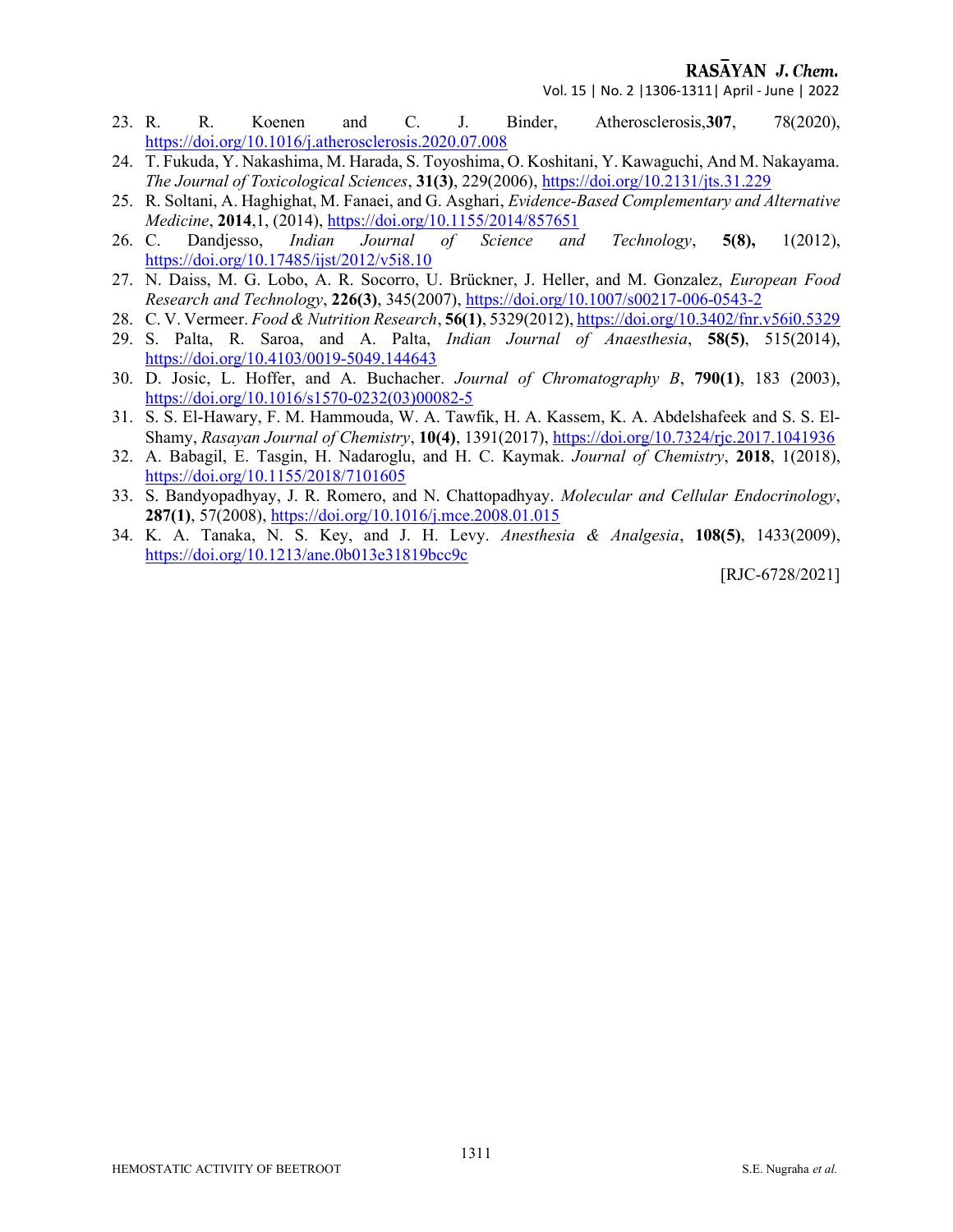23. R. R. Koenen and C. J. Binder, Atherosclerosis,**307**, 78(2020), https://doi.org/10.1016/j.atherosclerosis.2020.07.008
24. T. Fukuda, Y. Nakashima, M. Harada, S. Toyoshima, O. Koshitani, Y. Kawaguchi, And M. Nakayama. *The Journal of Toxicological Sciences*, **31(3)**, 229(2006), https://doi.org/10.2131/jts.31.229
25. R. Soltani, A. Haghighat, M. Fanaei, and G. Asghari, *Evidence-Based Complementary and Alternative Medicine*, **2014**,1, (2014), https://doi.org/10.1155/2014/857651
26. C. Dandjesso, *Indian Journal of Science and Technology*, **5(8),** 1(2012), https://doi.org/10.17485/ijst/2012/v5i8.10
27. N. Daiss, M. G. Lobo, A. R. Socorro, U. Brückner, J. Heller, and M. Gonzalez, *European Food Research and Technology*, **226(3)**, 345(2007), https://doi.org/10.1007/s00217-006-0543-2
28. C. V. Vermeer. *Food & Nutrition Research*, **56(1)**, 5329(2012), https://doi.org/10.3402/fnr.v56i0.5329
29. S. Palta, R. Saroa, and A. Palta, *Indian Journal of Anaesthesia*, **58(5)**, 515(2014), https://doi.org/10.4103/0019-5049.144643
30. D. Josic, L. Hoffer, and A. Buchacher. *Journal of Chromatography B*, **790(1)**, 183 (2003), https://doi.org/10.1016/s1570-0232(03)00082-5
31. S. S. El-Hawary, F. M. Hammouda, W. A. Tawfik, H. A. Kassem, K. A. Abdelshafeek and S. S. El-Shamy, *Rasayan Journal of Chemistry*, **10(4)**, 1391(2017), https://doi.org/10.7324/rjc.2017.1041936
32. A. Babagil, E. Tasgin, H. Nadaroglu, and H. C. Kaymak. *Journal of Chemistry*, **2018**, 1(2018), https://doi.org/10.1155/2018/7101605
33. S. Bandyopadhyay, J. R. Romero, and N. Chattopadhyay. *Molecular and Cellular Endocrinology*, **287(1)**, 57(2008), https://doi.org/10.1016/j.mce.2008.01.015
34. K. A. Tanaka, N. S. Key, and J. H. Levy. *Anesthesia & Analgesia*, **108(5)**, 1433(2009), https://doi.org/10.1213/ane.0b013e31819bcc9c

[RJC-6728/2021]